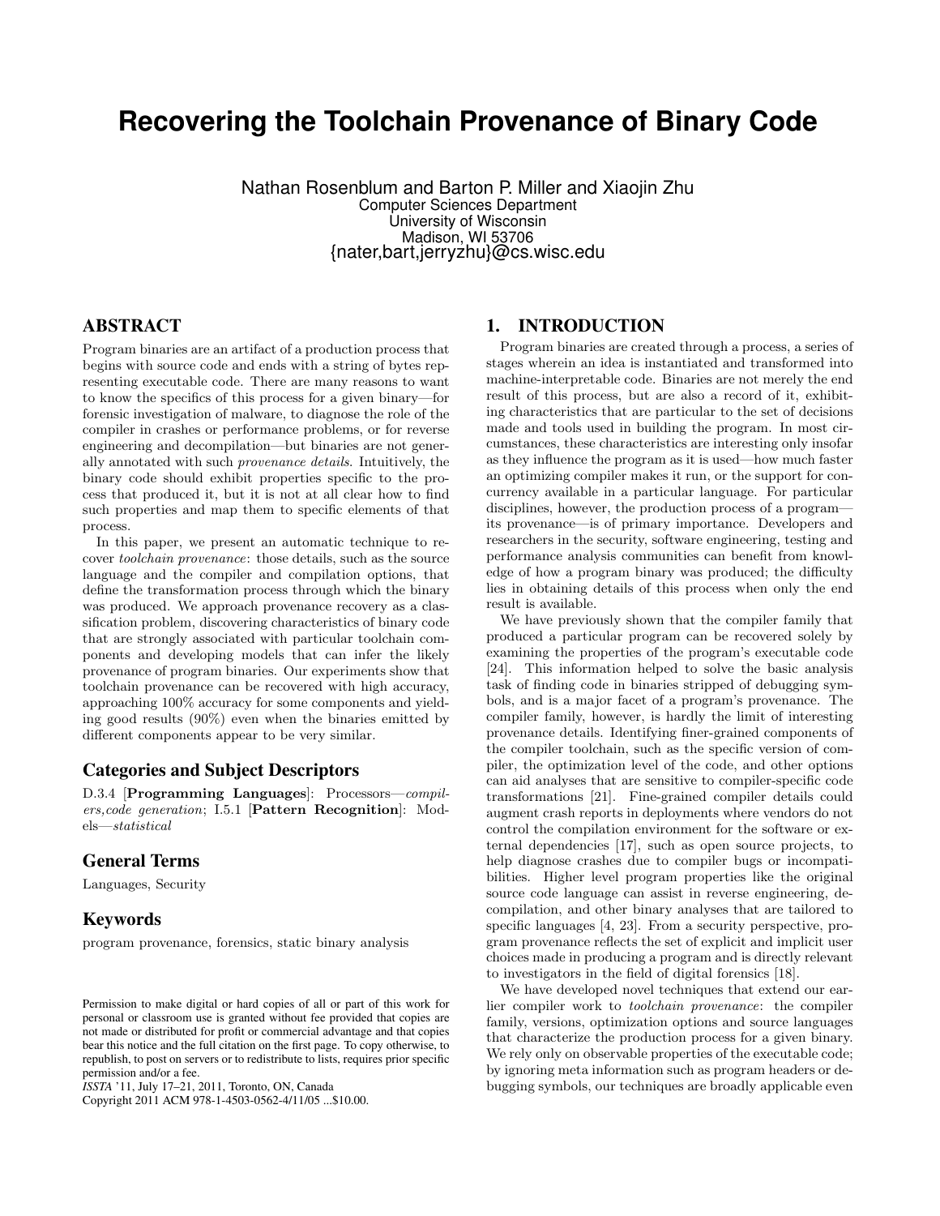# Recovering the Toolchain Provenance of Binary Code

Nathan Rosenblum and Barton P. Miller and Xiaojin Zhu
Computer Sciences Department
University of Wisconsin
Madison, WI 53706
{nater,bart,jerryzhu}@cs.wisc.edu

## ABSTRACT

Program binaries are an artifact of a production process that begins with source code and ends with a string of bytes representing executable code. There are many reasons to want to know the specifics of this process for a given binary—for forensic investigation of malware, to diagnose the role of the compiler in crashes or performance problems, or for reverse engineering and decompilation—but binaries are not generally annotated with such *provenance details*. Intuitively, the binary code should exhibit properties specific to the process that produced it, but it is not at all clear how to find such properties and map them to specific elements of that process.

In this paper, we present an automatic technique to recover *toolchain provenance*: those details, such as the source language and the compiler and compilation options, that define the transformation process through which the binary was produced. We approach provenance recovery as a classification problem, discovering characteristics of binary code that are strongly associated with particular toolchain components and developing models that can infer the likely provenance of program binaries. Our experiments show that toolchain provenance can be recovered with high accuracy, approaching 100% accuracy for some components and yielding good results (90%) even when the binaries emitted by different components appear to be very similar.

### Categories and Subject Descriptors

D.3.4 [**Programming Languages**]: Processors—*compilers,code generation*; I.5.1 [**Pattern Recognition**]: Models—*statistical*

### General Terms

Languages, Security

### Keywords

program provenance, forensics, static binary analysis

Permission to make digital or hard copies of all or part of this work for personal or classroom use is granted without fee provided that copies are not made or distributed for profit or commercial advantage and that copies bear this notice and the full citation on the first page. To copy otherwise, to republish, to post on servers or to redistribute to lists, requires prior specific permission and/or a fee.
*ISSTA* '11, July 17–21, 2011, Toronto, ON, Canada
Copyright 2011 ACM 978-1-4503-0562-4/11/05 ...$10.00.

## 1. INTRODUCTION

Program binaries are created through a process, a series of stages wherein an idea is instantiated and transformed into machine-interpretable code. Binaries are not merely the end result of this process, but are also a record of it, exhibiting characteristics that are particular to the set of decisions made and tools used in building the program. In most circumstances, these characteristics are interesting only insofar as they influence the program as it is used—how much faster an optimizing compiler makes it run, or the support for concurrency available in a particular language. For particular disciplines, however, the production process of a program—its provenance—is of primary importance. Developers and researchers in the security, software engineering, testing and performance analysis communities can benefit from knowledge of how a program binary was produced; the difficulty lies in obtaining details of this process when only the end result is available.

We have previously shown that the compiler family that produced a particular program can be recovered solely by examining the properties of the program's executable code [24]. This information helped to solve the basic analysis task of finding code in binaries stripped of debugging symbols, and is a major facet of a program's provenance. The compiler family, however, is hardly the limit of interesting provenance details. Identifying finer-grained components of the compiler toolchain, such as the specific version of compiler, the optimization level of the code, and other options can aid analyses that are sensitive to compiler-specific code transformations [21]. Fine-grained compiler details could augment crash reports in deployments where vendors do not control the compilation environment for the software or external dependencies [17], such as open source projects, to help diagnose crashes due to compiler bugs or incompatibilities. Higher level program properties like the original source code language can assist in reverse engineering, decompilation, and other binary analyses that are tailored to specific languages [4, 23]. From a security perspective, program provenance reflects the set of explicit and implicit user choices made in producing a program and is directly relevant to investigators in the field of digital forensics [18].

We have developed novel techniques that extend our earlier compiler work to *toolchain provenance*: the compiler family, versions, optimization options and source languages that characterize the production process for a given binary. We rely only on observable properties of the executable code; by ignoring meta information such as program headers or debugging symbols, our techniques are broadly applicable even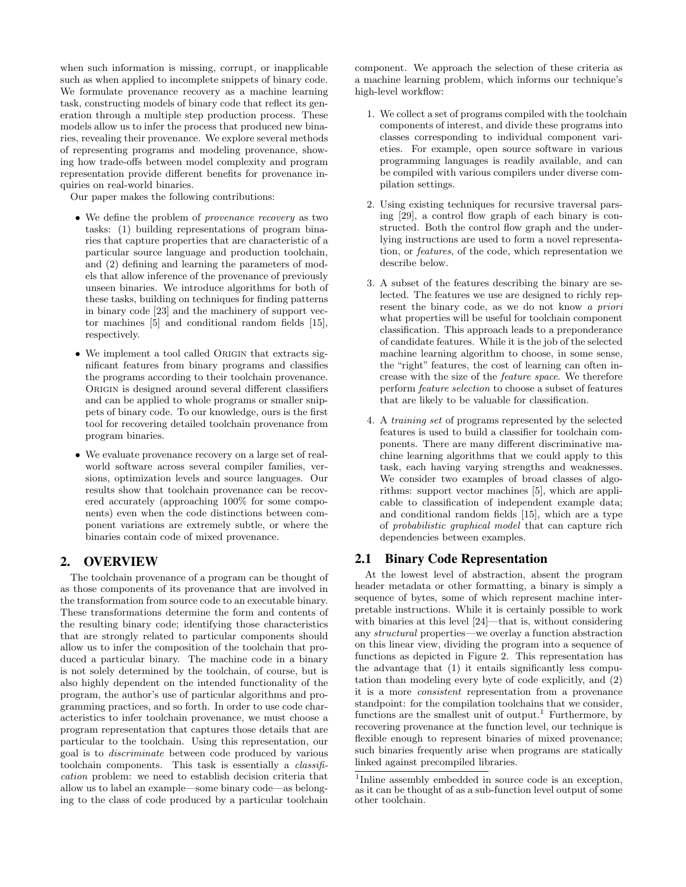when such information is missing, corrupt, or inapplicable such as when applied to incomplete snippets of binary code. We formulate provenance recovery as a machine learning task, constructing models of binary code that reflect its generation through a multiple step production process. These models allow us to infer the process that produced new binaries, revealing their provenance. We explore several methods of representing programs and modeling provenance, showing how trade-offs between model complexity and program representation provide different benefits for provenance inquiries on real-world binaries.

Our paper makes the following contributions:

- We define the problem of *provenance recovery* as two tasks: (1) building representations of program binaries that capture properties that are characteristic of a particular source language and production toolchain, and (2) defining and learning the parameters of models that allow inference of the provenance of previously unseen binaries. We introduce algorithms for both of these tasks, building on techniques for finding patterns in binary code [23] and the machinery of support vector machines [5] and conditional random fields [15], respectively.
- We implement a tool called Origin that extracts significant features from binary programs and classifies the programs according to their toolchain provenance. Origin is designed around several different classifiers and can be applied to whole programs or smaller snippets of binary code. To our knowledge, ours is the first tool for recovering detailed toolchain provenance from program binaries.
- We evaluate provenance recovery on a large set of real-world software across several compiler families, versions, optimization levels and source languages. Our results show that toolchain provenance can be recovered accurately (approaching 100% for some components) even when the code distinctions between component variations are extremely subtle, or where the binaries contain code of mixed provenance.

## 2. OVERVIEW

The toolchain provenance of a program can be thought of as those components of its provenance that are involved in the transformation from source code to an executable binary. These transformations determine the form and contents of the resulting binary code; identifying those characteristics that are strongly related to particular components should allow us to infer the composition of the toolchain that produced a particular binary. The machine code in a binary is not solely determined by the toolchain, of course, but is also highly dependent on the intended functionality of the program, the author's use of particular algorithms and programming practices, and so forth. In order to use code characteristics to infer toolchain provenance, we must choose a program representation that captures those details that are particular to the toolchain. Using this representation, our goal is to *discriminate* between code produced by various toolchain components. This task is essentially a *classification* problem: we need to establish decision criteria that allow us to label an example—some binary code—as belonging to the class of code produced by a particular toolchain component. We approach the selection of these criteria as a machine learning problem, which informs our technique's high-level workflow:

1. We collect a set of programs compiled with the toolchain components of interest, and divide these programs into classes corresponding to individual component varieties. For example, open source software in various programming languages is readily available, and can be compiled with various compilers under diverse compilation settings.
2. Using existing techniques for recursive traversal parsing [29], a control flow graph of each binary is constructed. Both the control flow graph and the underlying instructions are used to form a novel representation, or *features*, of the code, which representation we describe below.
3. A subset of the features describing the binary are selected. The features we use are designed to richly represent the binary code, as we do not know *a priori* what properties will be useful for toolchain component classification. This approach leads to a preponderance of candidate features. While it is the job of the selected machine learning algorithm to choose, in some sense, the "right" features, the cost of learning can often increase with the size of the *feature space*. We therefore perform *feature selection* to choose a subset of features that are likely to be valuable for classification.
4. A *training set* of programs represented by the selected features is used to build a classifier for toolchain components. There are many different discriminative machine learning algorithms that we could apply to this task, each having varying strengths and weaknesses. We consider two examples of broad classes of algorithms: support vector machines [5], which are applicable to classification of independent example data; and conditional random fields [15], which are a type of *probabilistic graphical model* that can capture rich dependencies between examples.

### 2.1 Binary Code Representation

At the lowest level of abstraction, absent the program header metadata or other formatting, a binary is simply a sequence of bytes, some of which represent machine interpretable instructions. While it is certainly possible to work with binaries at this level [24]—that is, without considering any *structural* properties—we overlay a function abstraction on this linear view, dividing the program into a sequence of functions as depicted in Figure 2. This representation has the advantage that (1) it entails significantly less computation than modeling every byte of code explicitly, and (2) it is a more *consistent* representation from a provenance standpoint: for the compilation toolchains that we consider, functions are the smallest unit of output.[1] Furthermore, by recovering provenance at the function level, our technique is flexible enough to represent binaries of mixed provenance; such binaries frequently arise when programs are statically linked against precompiled libraries.

[1] Inline assembly embedded in source code is an exception, as it can be thought of as a sub-function level output of some other toolchain.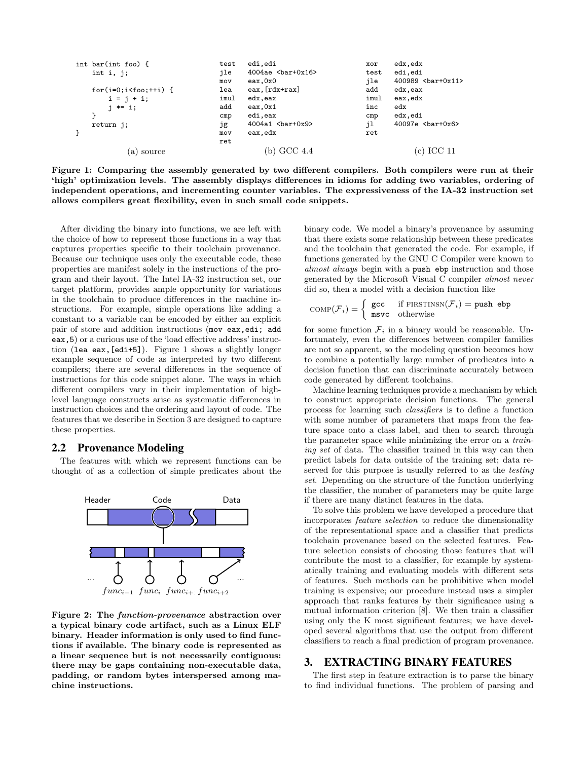```
int bar(int foo) {
    int i, j;

    for(i=0;i<foo;++i) {
        i = j + i;
        j *= i;
    }
    return j;
}
```

(a) source

```
test   edi,edi
jle    4004ae <bar+0x16>
mov    eax,0x0
lea    eax,[rdx+rax]
imul   edx,eax
add    eax,0x1
cmp    edi,eax
jg     4004a1 <bar+0x9>
mov    eax,edx
ret
```

(b) GCC 4.4

```
xor    edx,edx
test   edi,edi
jle    400989 <bar+0x11>
add    edx,eax
imul   eax,edx
inc    edx
cmp    edx,edi
jl     40097e <bar+0x6>
ret
```

(c) ICC 11

**Figure 1: Comparing the assembly generated by two different compilers. Both compilers were run at their 'high' optimization levels. The assembly displays differences in idioms for adding two variables, ordering of independent operations, and incrementing counter variables. The expressiveness of the IA-32 instruction set allows compilers great flexibility, even in such small code snippets.**

After dividing the binary into functions, we are left with the choice of how to represent those functions in a way that captures properties specific to their toolchain provenance. Because our technique uses only the executable code, these properties are manifest solely in the instructions of the program and their layout. The Intel IA-32 instruction set, our target platform, provides ample opportunity for variations in the toolchain to produce differences in the machine instructions. For example, simple operations like adding a constant to a variable can be encoded by either an explicit pair of store and addition instructions (`mov eax,edi; add eax,5`) or a curious use of the 'load effective address' instruction (`lea eax,[edi+5]`). Figure 1 shows a slightly longer example sequence of code as interpreted by two different compilers; there are several differences in the sequence of instructions for this code snippet alone. The ways in which different compilers vary in their implementation of high-level language constructs arise as systematic differences in instruction choices and the ordering and layout of code. The features that we describe in Section 3 are designed to capture these properties.

## 2.2 Provenance Modeling

The features with which we represent functions can be thought of as a collection of simple predicates about the binary code. We model a binary's provenance by assuming that there exists some relationship between these predicates and the toolchain that generated the code. For example, if functions generated by the GNU C Compiler were known to *almost always* begin with a `push ebp` instruction and those generated by the Microsoft Visual C compiler *almost never* did so, then a model with a decision function like

$$\text{COMP}(\mathcal{F}_i) = \begin{cases} \texttt{gcc} & \text{if FIRSTINSN}(\mathcal{F}_i) = \texttt{push ebp} \\ \texttt{msvc} & \text{otherwise} \end{cases}$$

for some function $\mathcal{F}_i$ in a binary would be reasonable. Unfortunately, even the differences between compiler families are not so apparent, so the modeling question becomes how to combine a potentially large number of predicates into a decision function that can discriminate accurately between code generated by different toolchains.

Machine learning techniques provide a mechanism by which to construct appropriate decision functions. The general process for learning such *classifiers* is to define a function with some number of parameters that maps from the feature space onto a class label, and then to search through the parameter space while minimizing the error on a *training set* of data. The classifier trained in this way can then predict labels for data outside of the training set; data reserved for this purpose is usually referred to as the *testing set*. Depending on the structure of the function underlying the classifier, the number of parameters may be quite large if there are many distinct features in the data.

To solve this problem we have developed a procedure that incorporates *feature selection* to reduce the dimensionality of the representational space and a classifier that predicts toolchain provenance based on the selected features. Feature selection consists of choosing those features that will contribute the most to a classifier, for example by systematically training and evaluating models with different sets of features. Such methods can be prohibitive when model training is expensive; our procedure instead uses a simpler approach that ranks features by their significance using a mutual information criterion [8]. We then train a classifier using only the K most significant features; we have developed several algorithms that use the output from different classifiers to reach a final prediction of program provenance.

**Figure 2: The *function-provenance* abstraction over a typical binary code artifact, such as a Linux ELF binary. Header information is only used to find functions if available. The binary code is represented as a linear sequence but is not necessarily contiguous: there may be gaps containing non-executable data, padding, or random bytes interspersed among machine instructions.**

# 3. EXTRACTING BINARY FEATURES

The first step in feature extraction is to parse the binary to find individual functions. The problem of parsing and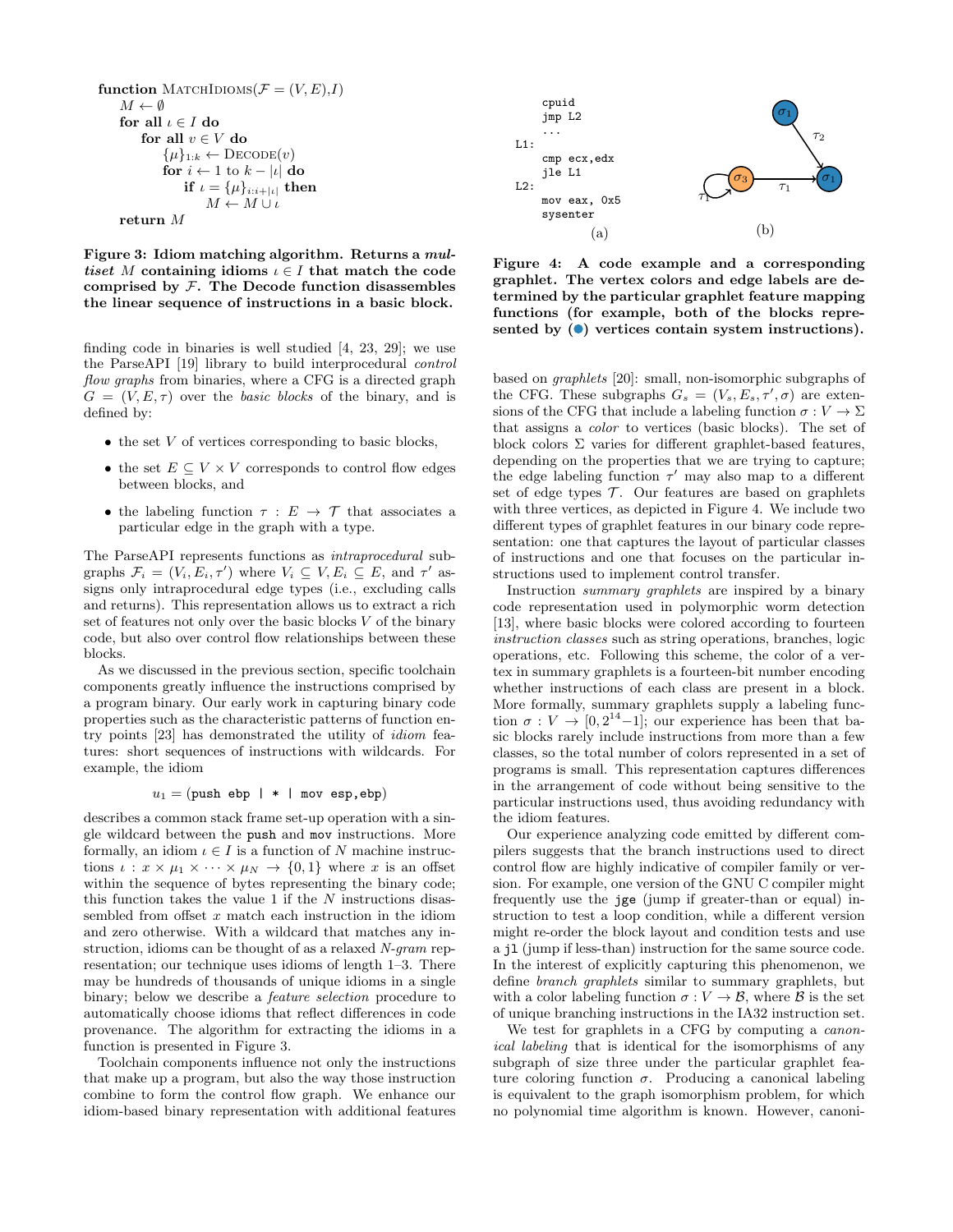```
function MatchIdioms(F = (V, E), I)
    M ← ∅
    for all ι ∈ I do
        for all v ∈ V do
            {μ}_{1:k} ← Decode(v)
            for i ← 1 to k − |ι| do
                if ι = {μ}_{i:i+|ι|} then
                    M ← M ∪ ι
    return M
```

**Figure 3: Idiom matching algorithm. Returns a *multiset* $M$ containing idioms $\iota \in I$ that match the code comprised by $\mathcal{F}$. The Decode function disassembles the linear sequence of instructions in a basic block.**

finding code in binaries is well studied [4, 23, 29]; we use the ParseAPI [19] library to build interprocedural *control flow graphs* from binaries, where a CFG is a directed graph $G = (V, E, \tau)$ over the *basic blocks* of the binary, and is defined by:

- the set $V$ of vertices corresponding to basic blocks,
- the set $E \subseteq V \times V$ corresponds to control flow edges between blocks, and
- the labeling function $\tau : E \rightarrow \mathcal{T}$ that associates a particular edge in the graph with a type.

The ParseAPI represents functions as *intraprocedural* subgraphs $\mathcal{F}_i = (V_i, E_i, \tau')$ where $V_i \subseteq V, E_i \subseteq E$, and $\tau'$ assigns only intraprocedural edge types (i.e., excluding calls and returns). This representation allows us to extract a rich set of features not only over the basic blocks $V$ of the binary code, but also over control flow relationships between these blocks.

As we discussed in the previous section, specific toolchain components greatly influence the instructions comprised by a program binary. Our early work in capturing binary code properties such as the characteristic patterns of function entry points [23] has demonstrated the utility of *idiom* features: short sequences of instructions with wildcards. For example, the idiom

$$u_1 = (\texttt{push ebp | * | mov esp,ebp})$$

describes a common stack frame set-up operation with a single wildcard between the `push` and `mov` instructions. More formally, an idiom $\iota \in I$ is a function of $N$ machine instructions $\iota : x \times \mu_1 \times \cdots \times \mu_N \rightarrow \{0, 1\}$ where $x$ is an offset within the sequence of bytes representing the binary code; this function takes the value 1 if the $N$ instructions disassembled from offset $x$ match each instruction in the idiom and zero otherwise. With a wildcard that matches any instruction, idioms can be thought of as a relaxed *N-gram* representation; our technique uses idioms of length 1–3. There may be hundreds of thousands of unique idioms in a single binary; below we describe a *feature selection* procedure to automatically choose idioms that reflect differences in code provenance. The algorithm for extracting the idioms in a function is presented in Figure 3.

Toolchain components influence not only the instructions that make up a program, but also the way those instruction combine to form the control flow graph. We enhance our idiom-based binary representation with additional features based on *graphlets* [20]: small, non-isomorphic subgraphs of the CFG. These subgraphs $G_s = (V_s, E_s, \tau', \sigma)$ are extensions of the CFG that include a labeling function $\sigma : V \rightarrow \Sigma$ that assigns a *color* to vertices (basic blocks). The set of block colors $\Sigma$ varies for different graphlet-based features, depending on the properties that we are trying to capture; the edge labeling function $\tau'$ may also map to a different set of edge types $\mathcal{T}$. Our features are based on graphlets with three vertices, as depicted in Figure 4. We include two different types of graphlet features in our binary code representation: one that captures the layout of particular classes of instructions and one that focuses on the particular instructions used to implement control transfer.

```
    cpuid
    jmp L2
    ...
L1:
    cmp ecx,edx
    jle L1
L2:
    mov eax, 0x5
    sysenter
```

(a) (b)

**Figure 4: A code example and a corresponding graphlet. The vertex colors and edge labels are determined by the particular graphlet feature mapping functions (for example, both of the blocks represented by (●) vertices contain system instructions).**

Instruction *summary graphlets* are inspired by a binary code representation used in polymorphic worm detection [13], where basic blocks were colored according to fourteen *instruction classes* such as string operations, branches, logic operations, etc. Following this scheme, the color of a vertex in summary graphlets is a fourteen-bit number encoding whether instructions of each class are present in a block. More formally, summary graphlets supply a labeling function $\sigma : V \rightarrow [0, 2^{14}-1]$; our experience has been that basic blocks rarely include instructions from more than a few classes, so the total number of colors represented in a set of programs is small. This representation captures differences in the arrangement of code without being sensitive to the particular instructions used, thus avoiding redundancy with the idiom features.

Our experience analyzing code emitted by different compilers suggests that the branch instructions used to direct control flow are highly indicative of compiler family or version. For example, one version of the GNU C compiler might frequently use the `jge` (jump if greater-than or equal) instruction to test a loop condition, while a different version might re-order the block layout and condition tests and use a `jl` (jump if less-than) instruction for the same source code. In the interest of explicitly capturing this phenomenon, we define *branch graphlets* similar to summary graphlets, but with a color labeling function $\sigma : V \rightarrow \mathcal{B}$, where $\mathcal{B}$ is the set of unique branching instructions in the IA32 instruction set.

We test for graphlets in a CFG by computing a *canonical labeling* that is identical for the isomorphisms of any subgraph of size three under the particular graphlet feature coloring function $\sigma$. Producing a canonical labeling is equivalent to the graph isomorphism problem, for which no polynomial time algorithm is known. However, canoni-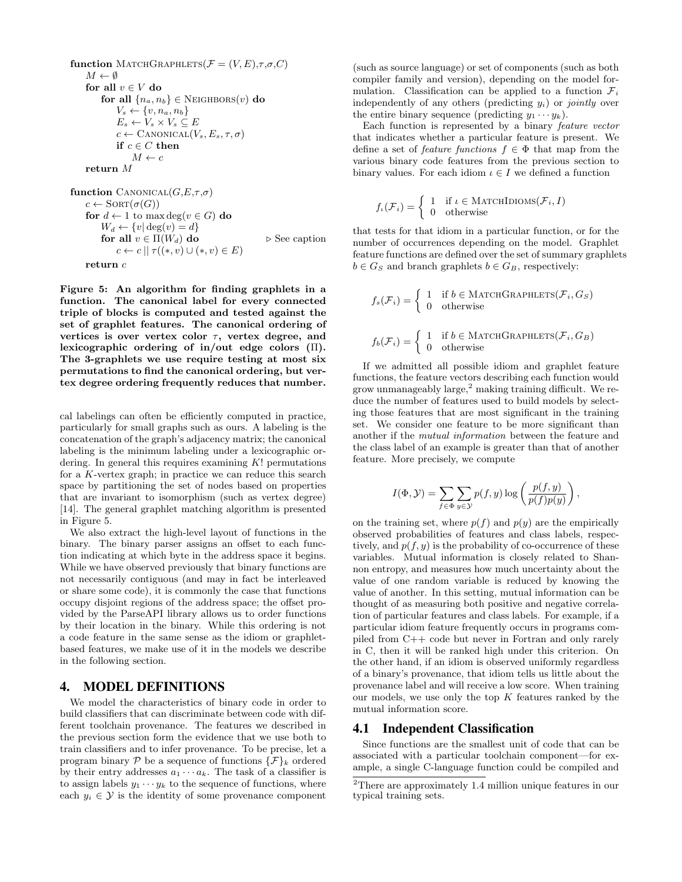```
function MatchGraphlets(F = (V, E), τ, σ, C)
    M ← ∅
    for all v ∈ V do
        for all {n_a, n_b} ∈ Neighbors(v) do
            V_s ← {v, n_a, n_b}
            E_s ← V_s × V_s ⊆ E
            c ← Canonical(V_s, E_s, τ, σ)
            if c ∈ C then
                M ← c
    return M

function Canonical(G, E, τ, σ)
    c ← Sort(σ(G))
    for d ← 1 to max deg(v ∈ G) do
        W_d ← {v | deg(v) = d}
        for all v ∈ Π(W_d) do                    ▷ See caption
            c ← c || τ((*, v) ∪ (*, v) ∈ E)
    return c
```

**Figure 5: An algorithm for finding graphlets in a function. The canonical label for every connected triple of blocks is computed and tested against the set of graphlet features. The canonical ordering of vertices is over vertex color $\tau$, vertex degree, and lexicographic ordering of in/out edge colors ($\Pi$). The 3-graphlets we use require testing at most six permutations to find the canonical ordering, but vertex degree ordering frequently reduces that number.**

cal labelings can often be efficiently computed in practice, particularly for small graphs such as ours. A labeling is the concatenation of the graph's adjacency matrix; the canonical labeling is the minimum labeling under a lexicographic ordering. In general this requires examining $K!$ permutations for a $K$-vertex graph; in practice we can reduce this search space by partitioning the set of nodes based on properties that are invariant to isomorphism (such as vertex degree) [14]. The general graphlet matching algorithm is presented in Figure 5.

We also extract the high-level layout of functions in the binary. The binary parser assigns an offset to each function indicating at which byte in the address space it begins. While we have observed previously that binary functions are not necessarily contiguous (and may in fact be interleaved or share some code), it is commonly the case that functions occupy disjoint regions of the address space; the offset provided by the ParseAPI library allows us to order functions by their location in the binary. While this ordering is not a code feature in the same sense as the idiom or graphlet-based features, we make use of it in the models we describe in the following section.

## 4. MODEL DEFINITIONS

We model the characteristics of binary code in order to build classifiers that can discriminate between code with different toolchain provenance. The features we described in the previous section form the evidence that we use both to train classifiers and to infer provenance. To be precise, let a program binary $\mathcal{P}$ be a sequence of functions $\{\mathcal{F}\}_k$ ordered by their entry addresses $a_1 \cdots a_k$. The task of a classifier is to assign labels $y_1 \cdots y_k$ to the sequence of functions, where each $y_i \in \mathcal{Y}$ is the identity of some provenance component (such as source language) or set of components (such as both compiler family and version), depending on the model formulation. Classification can be applied to a function $\mathcal{F}_i$ independently of any others (predicting $y_i$) or *jointly* over the entire binary sequence (predicting $y_1 \cdots y_k$).

Each function is represented by a binary *feature vector* that indicates whether a particular feature is present. We define a set of *feature functions* $f \in \Phi$ that map from the various binary code features from the previous section to binary values. For each idiom $\iota \in I$ we defined a function

$$f_\iota(\mathcal{F}_i) = \begin{cases} 1 & \text{if } \iota \in \text{MatchIdioms}(\mathcal{F}_i, I) \\ 0 & \text{otherwise} \end{cases}$$

that tests for that idiom in a particular function, or for the number of occurrences depending on the model. Graphlet feature functions are defined over the set of summary graphlets $b \in G_S$ and branch graphlets $b \in G_B$, respectively:

$$f_s(\mathcal{F}_i) = \begin{cases} 1 & \text{if } b \in \text{MatchGraphlets}(\mathcal{F}_i, G_S) \\ 0 & \text{otherwise} \end{cases}$$

$$f_b(\mathcal{F}_i) = \begin{cases} 1 & \text{if } b \in \text{MatchGraphlets}(\mathcal{F}_i, G_B) \\ 0 & \text{otherwise} \end{cases}$$

If we admitted all possible idiom and graphlet feature functions, the feature vectors describing each function would grow unmanageably large,[2] making training difficult. We reduce the number of features used to build models by selecting those features that are most significant in the training set. We consider one feature to be more significant than another if the *mutual information* between the feature and the class label of an example is greater than that of another feature. More precisely, we compute

$$I(\Phi, \mathcal{Y}) = \sum_{f \in \Phi} \sum_{y \in \mathcal{Y}} p(f, y) \log \left( \frac{p(f, y)}{p(f)p(y)} \right),$$

on the training set, where $p(f)$ and $p(y)$ are the empirically observed probabilities of features and class labels, respectively, and $p(f, y)$ is the probability of co-occurrence of these variables. Mutual information is closely related to Shannon entropy, and measures how much uncertainty about the value of one random variable is reduced by knowing the value of another. In this setting, mutual information can be thought of as measuring both positive and negative correlation of particular features and class labels. For example, if a particular idiom feature frequently occurs in programs compiled from C++ code but never in Fortran and only rarely in C, then it will be ranked high under this criterion. On the other hand, if an idiom is observed uniformly regardless of a binary's provenance, that idiom tells us little about the provenance label and will receive a low score. When training our models, we use only the top $K$ features ranked by the mutual information score.

### 4.1 Independent Classification

Since functions are the smallest unit of code that can be associated with a particular toolchain component—for example, a single C-language function could be compiled and

[2] There are approximately 1.4 million unique features in our typical training sets.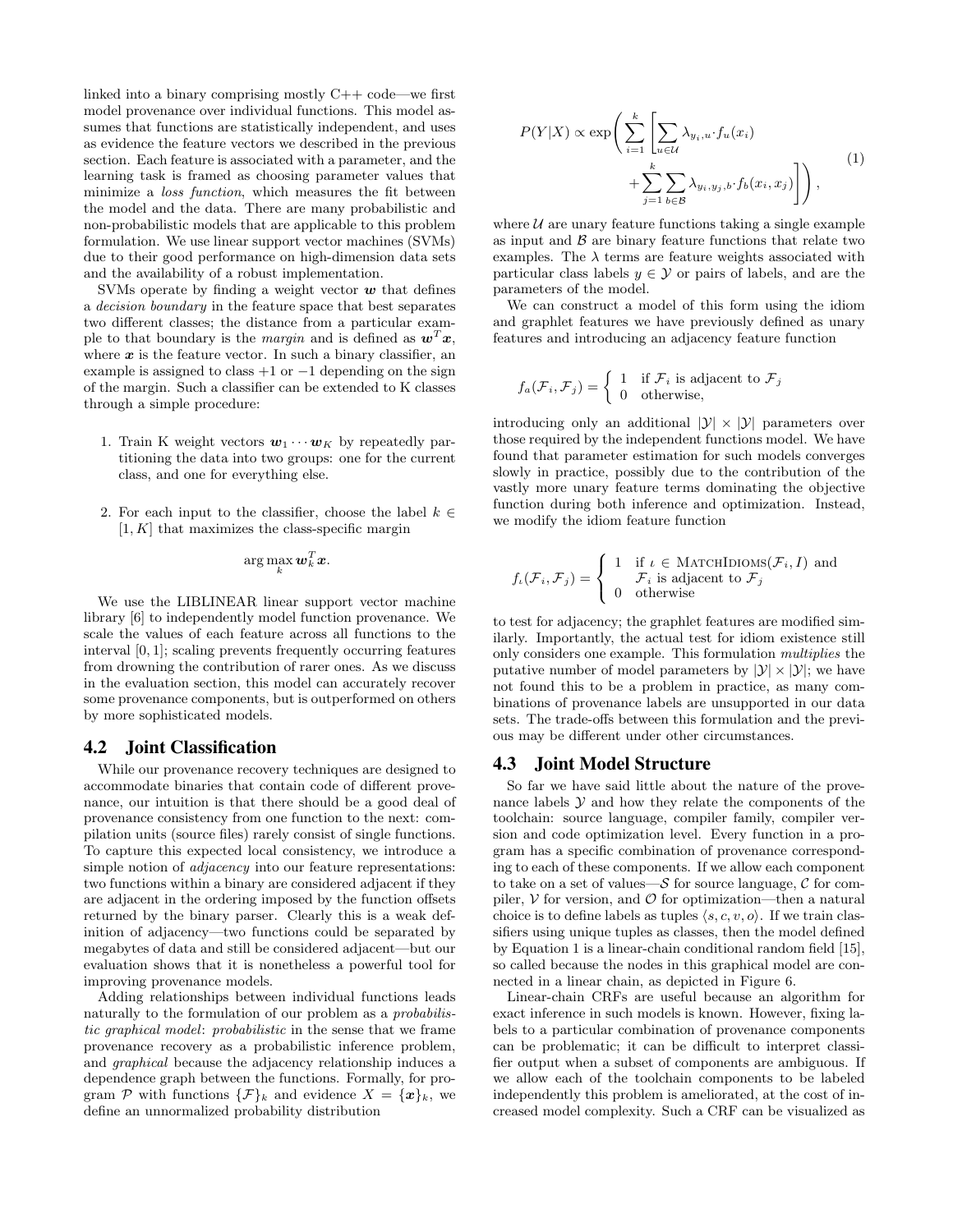linked into a binary comprising mostly C++ code—we first model provenance over individual functions. This model assumes that functions are statistically independent, and uses as evidence the feature vectors we described in the previous section. Each feature is associated with a parameter, and the learning task is framed as choosing parameter values that minimize a *loss function*, which measures the fit between the model and the data. There are many probabilistic and non-probabilistic models that are applicable to this problem formulation. We use linear support vector machines (SVMs) due to their good performance on high-dimension data sets and the availability of a robust implementation.

SVMs operate by finding a weight vector $\boldsymbol{w}$ that defines a *decision boundary* in the feature space that best separates two different classes; the distance from a particular example to that boundary is the *margin* and is defined as $\boldsymbol{w}^T\boldsymbol{x}$, where $\boldsymbol{x}$ is the feature vector. In such a binary classifier, an example is assigned to class $+1$ or $-1$ depending on the sign of the margin. Such a classifier can be extended to K classes through a simple procedure:

1. Train K weight vectors $\boldsymbol{w}_1 \cdots \boldsymbol{w}_K$ by repeatedly partitioning the data into two groups: one for the current class, and one for everything else.

2. For each input to the classifier, choose the label $k \in [1, K]$ that maximizes the class-specific margin

$$\arg\max_k \boldsymbol{w}_k^T \boldsymbol{x}.$$

We use the LIBLINEAR linear support vector machine library [6] to independently model function provenance. We scale the values of each feature across all functions to the interval $[0, 1]$; scaling prevents frequently occurring features from drowning the contribution of rarer ones. As we discuss in the evaluation section, this model can accurately recover some provenance components, but is outperformed on others by more sophisticated models.

## 4.2 Joint Classification

While our provenance recovery techniques are designed to accommodate binaries that contain code of different provenance, our intuition is that there should be a good deal of provenance consistency from one function to the next: compilation units (source files) rarely consist of single functions. To capture this expected local consistency, we introduce a simple notion of *adjacency* into our feature representations: two functions within a binary are considered adjacent if they are adjacent in the ordering imposed by the function offsets returned by the binary parser. Clearly this is a weak definition of adjacency—two functions could be separated by megabytes of data and still be considered adjacent—but our evaluation shows that it is nonetheless a powerful tool for improving provenance models.

Adding relationships between individual functions leads naturally to the formulation of our problem as a *probabilistic graphical model*: *probabilistic* in the sense that we frame provenance recovery as a probabilistic inference problem, and *graphical* because the adjacency relationship induces a dependence graph between the functions. Formally, for program $\mathcal{P}$ with functions $\{\mathcal{F}\}_k$ and evidence $X = \{\boldsymbol{x}\}_k$, we define an unnormalized probability distribution

$$P(Y|X) \propto \exp\Bigg( \sum_{i=1}^{k} \Bigg[ \sum_{u \in \mathcal{U}} \lambda_{y_i,u} \cdot f_u(x_i) + \sum_{j=1}^{k} \sum_{b \in \mathcal{B}} \lambda_{y_i,y_j,b} \cdot f_b(x_i, x_j) \Bigg] \Bigg), \tag{1}$$

where $\mathcal{U}$ are unary feature functions taking a single example as input and $\mathcal{B}$ are binary feature functions that relate two examples. The $\lambda$ terms are feature weights associated with particular class labels $y \in \mathcal{Y}$ or pairs of labels, and are the parameters of the model.

We can construct a model of this form using the idiom and graphlet features we have previously defined as unary features and introducing an adjacency feature function

$$f_a(\mathcal{F}_i, \mathcal{F}_j) = \begin{cases} 1 & \text{if } \mathcal{F}_i \text{ is adjacent to } \mathcal{F}_j \\ 0 & \text{otherwise,} \end{cases}$$

introducing only an additional $|\mathcal{Y}| \times |\mathcal{Y}|$ parameters over those required by the independent functions model. We have found that parameter estimation for such models converges slowly in practice, possibly due to the contribution of the vastly more unary feature terms dominating the objective function during both inference and optimization. Instead, we modify the idiom feature function

$$f_\iota(\mathcal{F}_i, \mathcal{F}_j) = \begin{cases} 1 & \text{if } \iota \in \textsc{MatchIdioms}(\mathcal{F}_i, I) \text{ and} \\ & \mathcal{F}_i \text{ is adjacent to } \mathcal{F}_j \\ 0 & \text{otherwise} \end{cases}$$

to test for adjacency; the graphlet features are modified similarly. Importantly, the actual test for idiom existence still only considers one example. This formulation *multiplies* the putative number of model parameters by $|\mathcal{Y}| \times |\mathcal{Y}|$; we have not found this to be a problem in practice, as many combinations of provenance labels are unsupported in our data sets. The trade-offs between this formulation and the previous may be different under other circumstances.

## 4.3 Joint Model Structure

So far we have said little about the nature of the provenance labels $\mathcal{Y}$ and how they relate the components of the toolchain: source language, compiler family, compiler version and code optimization level. Every function in a program has a specific combination of provenance corresponding to each of these components. If we allow each component to take on a set of values—$\mathcal{S}$ for source language, $\mathcal{C}$ for compiler, $\mathcal{V}$ for version, and $\mathcal{O}$ for optimization—then a natural choice is to define labels as tuples $\langle s, c, v, o \rangle$. If we train classifiers using unique tuples as classes, then the model defined by Equation 1 is a linear-chain conditional random field [15], so called because the nodes in this graphical model are connected in a linear chain, as depicted in Figure 6.

Linear-chain CRFs are useful because an algorithm for exact inference in such models is known. However, fixing labels to a particular combination of provenance components can be problematic; it can be difficult to interpret classifier output when a subset of components are ambiguous. If we allow each of the toolchain components to be labeled independently this problem is ameliorated, at the cost of increased model complexity. Such a CRF can be visualized as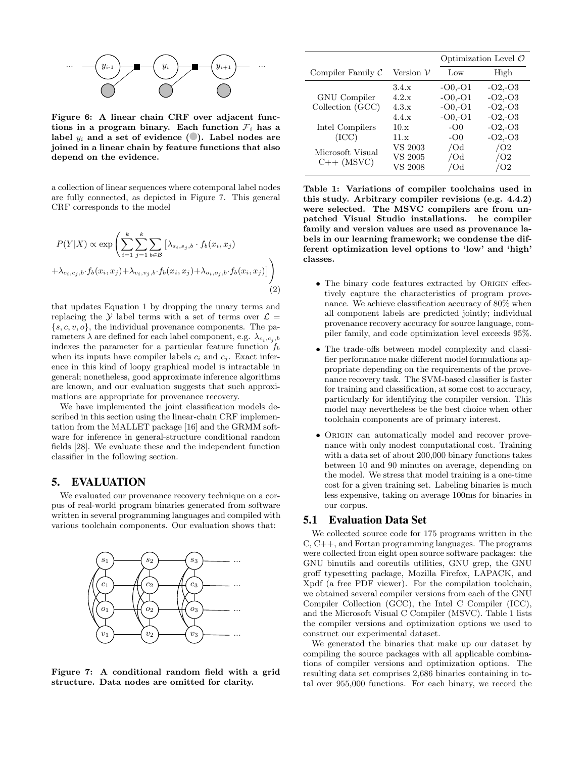Figure 6: A linear chain CRF over adjacent functions in a program binary. Each function $\mathcal{F}_i$ has a label $y_i$ and a set of evidence (●). Label nodes are joined in a linear chain by feature functions that also depend on the evidence.

a collection of linear sequences where cotemporal label nodes are fully connected, as depicted in Figure 7. This general CRF corresponds to the model

$$
P(Y|X) \propto \exp\left( \sum_{i=1}^{k} \sum_{j=1}^{k} \sum_{b \in \mathcal{B}} \left[ \lambda_{s_i,s_j,b} \cdot f_b(x_i, x_j) + \lambda_{c_i,c_j,b} \cdot f_b(x_i, x_j) + \lambda_{v_i,v_j,b} \cdot f_b(x_i, x_j) + \lambda_{o_i,o_j,b} \cdot f_b(x_i, x_j) \right] \right) \tag{2}
$$

that updates Equation 1 by dropping the unary terms and replacing the $\mathcal{Y}$ label terms with a set of terms over $\mathcal{L} = \{s, c, v, o\}$, the individual provenance components. The parameters $\lambda$ are defined for each label component, e.g. $\lambda_{c_i,c_j,b}$ indexes the parameter for a particular feature function $f_b$ when its inputs have compiler labels $c_i$ and $c_j$. Exact inference in this kind of loopy graphical model is intractable in general; nonetheless, good approximate inference algorithms are known, and our evaluation suggests that such approximations are appropriate for provenance recovery.

We have implemented the joint classification models described in this section using the linear-chain CRF implementation from the MALLET package [16] and the GRMM software for inference in general-structure conditional random fields [28]. We evaluate these and the independent function classifier in the following section.

## 5. EVALUATION

We evaluated our provenance recovery technique on a corpus of real-world program binaries generated from software written in several programming languages and compiled with various toolchain components. Our evaluation shows that:

Figure 7: A conditional random field with a grid structure. Data nodes are omitted for clarity.

| Compiler Family $\mathcal{C}$ | Version $\mathcal{V}$ | Optimization Level $\mathcal{O}$ | |
|---|---|---|---|
| | | Low | High |
| GNU Compiler Collection (GCC) | 3.4.x | -O0,-O1 | -O2,-O3 |
| | 4.2.x | -O0,-O1 | -O2,-O3 |
| | 4.3.x | -O0,-O1 | -O2,-O3 |
| | 4.4.x | -O0,-O1 | -O2,-O3 |
| Intel Compilers (ICC) | 10.x | -O0 | -O2,-O3 |
| | 11.x | -O0 | -O2,-O3 |
| Microsoft Visual C++ (MSVC) | VS 2003 | /Od | /O2 |
| | VS 2005 | /Od | /O2 |
| | VS 2008 | /Od | /O2 |

Table 1: Variations of compiler toolchains used in this study. Arbitrary compiler revisions (e.g. 4.4.2) were selected. The MSVC compilers are from unpatched Visual Studio installations. he compiler family and version values are used as provenance labels in our learning framework; we condense the different optimization level options to 'low' and 'high' classes.

- The binary code features extracted by ORIGIN effectively capture the characteristics of program provenance. We achieve classification accuracy of 80% when all component labels are predicted jointly; individual provenance recovery accuracy for source language, compiler family, and code optimization level exceeds 95%.
- The trade-offs between model complexity and classifier performance make different model formulations appropriate depending on the requirements of the provenance recovery task. The SVM-based classifier is faster for training and classification, at some cost to accuracy, particularly for identifying the compiler version. This model may nevertheless be the best choice when other toolchain components are of primary interest.
- ORIGIN can automatically model and recover provenance with only modest computational cost. Training with a data set of about 200,000 binary functions takes between 10 and 90 minutes on average, depending on the model. We stress that model training is a one-time cost for a given training set. Labeling binaries is much less expensive, taking on average 100ms for binaries in our corpus.

### 5.1 Evaluation Data Set

We collected source code for 175 programs written in the C, C++, and Fortan programming languages. The programs were collected from eight open source software packages: the GNU binutils and coreutils utilities, GNU grep, the GNU groff typesetting package, Mozilla Firefox, LAPACK, and Xpdf (a free PDF viewer). For the compilation toolchain, we obtained several compiler versions from each of the GNU Compiler Collection (GCC), the Intel C Compiler (ICC), and the Microsoft Visual C Compiler (MSVC). Table 1 lists the compiler versions and optimization options we used to construct our experimental dataset.

We generated the binaries that make up our dataset by compiling the source packages with all applicable combinations of compiler versions and optimization options. The resulting data set comprises 2,686 binaries containing in total over 955,000 functions. For each binary, we record the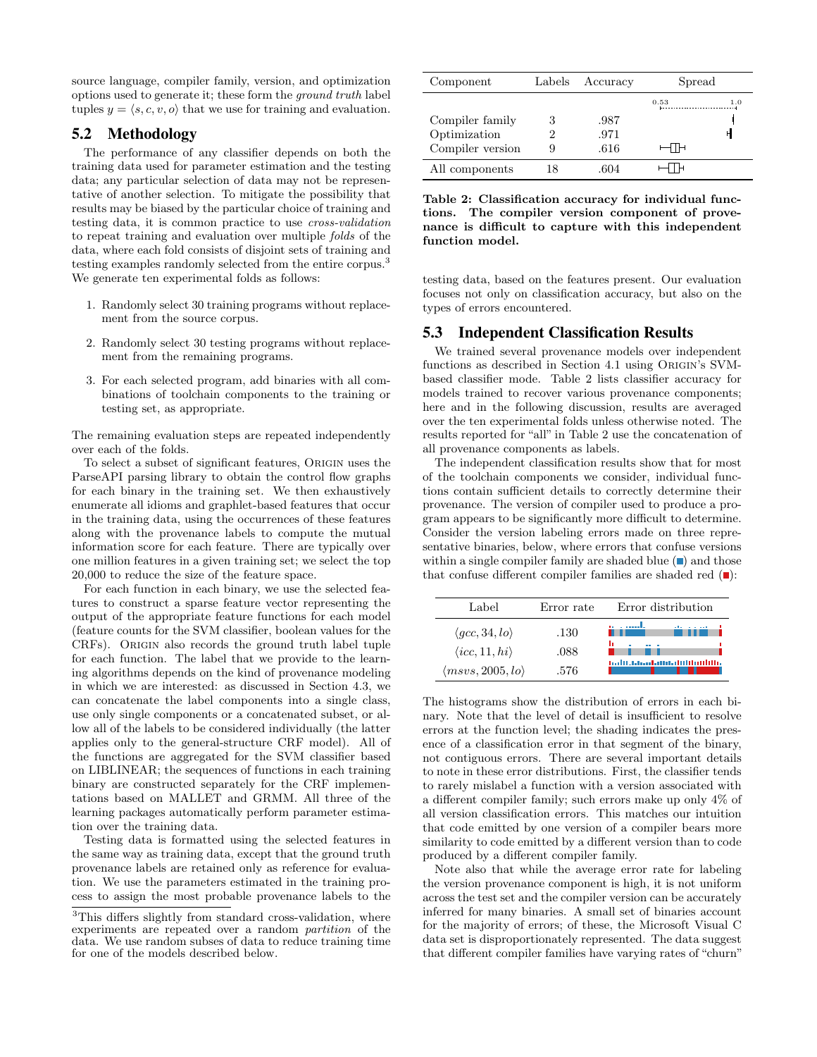source language, compiler family, version, and optimization options used to generate it; these form the *ground truth* label tuples $y = \langle s, c, v, o \rangle$ that we use for training and evaluation.

## 5.2 Methodology

The performance of any classifier depends on both the training data used for parameter estimation and the testing data; any particular selection of data may not be representative of another selection. To mitigate the possibility that results may be biased by the particular choice of training and testing data, it is common practice to use *cross-validation* to repeat training and evaluation over multiple *folds* of the data, where each fold consists of disjoint sets of training and testing examples randomly selected from the entire corpus.[3] We generate ten experimental folds as follows:

1. Randomly select 30 training programs without replacement from the source corpus.
2. Randomly select 30 testing programs without replacement from the remaining programs.
3. For each selected program, add binaries with all combinations of toolchain components to the training or testing set, as appropriate.

The remaining evaluation steps are repeated independently over each of the folds.

To select a subset of significant features, Origin uses the ParseAPI parsing library to obtain the control flow graphs for each binary in the training set. We then exhaustively enumerate all idioms and graphlet-based features that occur in the training data, using the occurrences of these features along with the provenance labels to compute the mutual information score for each feature. There are typically over one million features in a given training set; we select the top 20,000 to reduce the size of the feature space.

For each function in each binary, we use the selected features to construct a sparse feature vector representing the output of the appropriate feature functions for each model (feature counts for the SVM classifier, boolean values for the CRFs). Origin also records the ground truth label tuple for each function. The label that we provide to the learning algorithms depends on the kind of provenance modeling in which we are interested: as discussed in Section 4.3, we can concatenate the label components into a single class, use only single components or a concatenated subset, or allow all of the labels to be considered individually (the latter applies only to the general-structure CRF model). All of the functions are aggregated for the SVM classifier based on LIBLINEAR; the sequences of functions in each training binary are constructed separately for the CRF implementations based on MALLET and GRMM. All three of the learning packages automatically perform parameter estimation over the training data.

Testing data is formatted using the selected features in the same way as training data, except that the ground truth provenance labels are retained only as reference for evaluation. We use the parameters estimated in the training process to assign the most probable provenance labels to the testing data, based on the features present. Our evaluation focuses not only on classification accuracy, but also on the types of errors encountered.

[3] This differs slightly from standard cross-validation, where experiments are repeated over a random *partition* of the data. We use random subses of data to reduce training time for one of the models described below.

| Component | Labels | Accuracy | Spread |
|---|---|---|---|
| Compiler family | 3 | .987 | |
| Optimization | 2 | .971 | |
| Compiler version | 9 | .616 | |
| All components | 18 | .604 | |

0.53 1.0

**Table 2: Classification accuracy for individual functions. The compiler version component of provenance is difficult to capture with this independent function model.**

## 5.3 Independent Classification Results

We trained several provenance models over independent functions as described in Section 4.1 using Origin's SVM-based classifier mode. Table 2 lists classifier accuracy for models trained to recover various provenance components; here and in the following discussion, results are averaged over the ten experimental folds unless otherwise noted. The results reported for "all" in Table 2 use the concatenation of all provenance components as labels.

The independent classification results show that for most of the toolchain components we consider, individual functions contain sufficient details to correctly determine their provenance. The version of compiler used to produce a program appears to be significantly more difficult to determine. Consider the version labeling errors made on three representative binaries, below, where errors that confuse versions within a single compiler family are shaded blue (■) and those that confuse different compiler families are shaded red (■):

| Label | Error rate | Error distribution |
|---|---|---|
| $\langle gcc, 34, lo \rangle$ | .130 | |
| $\langle icc, 11, hi \rangle$ | .088 | |
| $\langle msvs, 2005, lo \rangle$ | .576 | |

The histograms show the distribution of errors in each binary. Note that the level of detail is insufficient to resolve errors at the function level; the shading indicates the presence of a classification error in that segment of the binary, not contiguous errors. There are several important details to note in these error distributions. First, the classifier tends to rarely mislabel a function with a version associated with a different compiler family; such errors make up only 4% of all version classification errors. This matches our intuition that code emitted by one version of a compiler bears more similarity to code emitted by a different version than to code produced by a different compiler family.

Note also that while the average error rate for labeling the version provenance component is high, it is not uniform across the test set and the compiler version can be accurately inferred for many binaries. A small set of binaries account for the majority of errors; of these, the Microsoft Visual C data set is disproportionately represented. The data suggest that different compiler families have varying rates of "churn"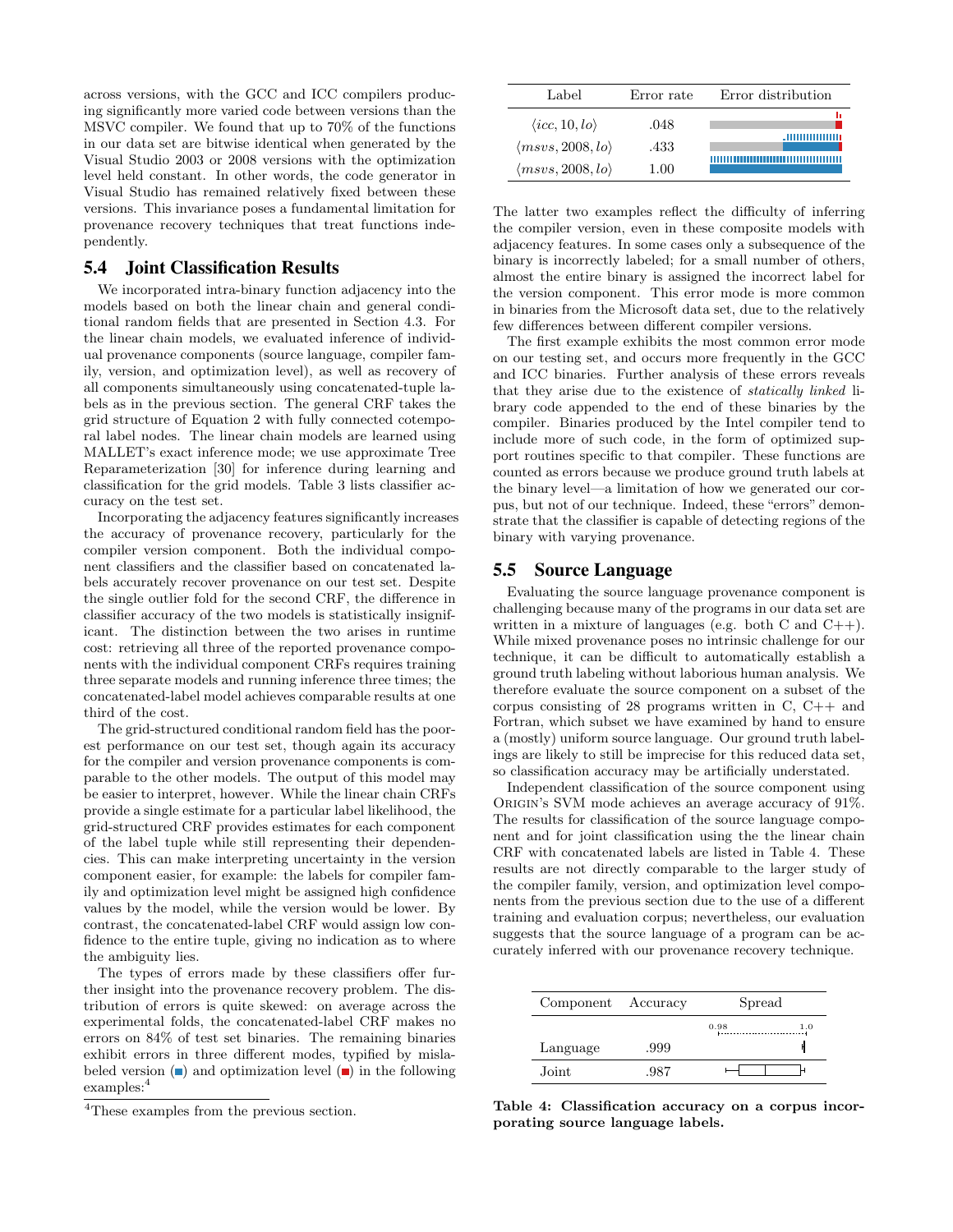across versions, with the GCC and ICC compilers producing significantly more varied code between versions than the MSVC compiler. We found that up to 70% of the functions in our data set are bitwise identical when generated by the Visual Studio 2003 or 2008 versions with the optimization level held constant. In other words, the code generator in Visual Studio has remained relatively fixed between these versions. This invariance poses a fundamental limitation for provenance recovery techniques that treat functions independently.

## 5.4 Joint Classification Results

We incorporated intra-binary function adjacency into the models based on both the linear chain and general conditional random fields that are presented in Section 4.3. For the linear chain models, we evaluated inference of individual provenance components (source language, compiler family, version, and optimization level), as well as recovery of all components simultaneously using concatenated-tuple labels as in the previous section. The general CRF takes the grid structure of Equation 2 with fully connected cotemporal label nodes. The linear chain models are learned using MALLET's exact inference mode; we use approximate Tree Reparameterization [30] for inference during learning and classification for the grid models. Table 3 lists classifier accuracy on the test set.

Incorporating the adjacency features significantly increases the accuracy of provenance recovery, particularly for the compiler version component. Both the individual component classifiers and the classifier based on concatenated labels accurately recover provenance on our test set. Despite the single outlier fold for the second CRF, the difference in classifier accuracy of the two models is statistically insignificant. The distinction between the two arises in runtime cost: retrieving all three of the reported provenance components with the individual component CRFs requires training three separate models and running inference three times; the concatenated-label model achieves comparable results at one third of the cost.

The grid-structured conditional random field has the poorest performance on our test set, though again its accuracy for the compiler and version provenance components is comparable to the other models. The output of this model may be easier to interpret, however. While the linear chain CRFs provide a single estimate for a particular label likelihood, the grid-structured CRF provides estimates for each component of the label tuple while still representing their dependencies. This can make interpreting uncertainty in the version component easier, for example: the labels for compiler family and optimization level might be assigned high confidence values by the model, while the version would be lower. By contrast, the concatenated-label CRF would assign low confidence to the entire tuple, giving no indication as to where the ambiguity lies.

The types of errors made by these classifiers offer further insight into the provenance recovery problem. The distribution of errors is quite skewed: on average across the experimental folds, the concatenated-label CRF makes no errors on 84% of test set binaries. The remaining binaries exhibit errors in three different modes, typified by mislabeled version (■) and optimization level (■) in the following examples:[4]

[4]These examples from the previous section.

| Label | Error rate | Error distribution |
|---|---|---|
| $\langle icc, 10, lo \rangle$ | .048 | |
| $\langle msvs, 2008, lo \rangle$ | .433 | |
| $\langle msvs, 2008, lo \rangle$ | 1.00 | |

The latter two examples reflect the difficulty of inferring the compiler version, even in these composite models with adjacency features. In some cases only a subsequence of the binary is incorrectly labeled; for a small number of others, almost the entire binary is assigned the incorrect label for the version component. This error mode is more common in binaries from the Microsoft data set, due to the relatively few differences between different compiler versions.

The first example exhibits the most common error mode on our testing set, and occurs more frequently in the GCC and ICC binaries. Further analysis of these errors reveals that they arise due to the existence of *statically linked* library code appended to the end of these binaries by the compiler. Binaries produced by the Intel compiler tend to include more of such code, in the form of optimized support routines specific to that compiler. These functions are counted as errors because we produce ground truth labels at the binary level—a limitation of how we generated our corpus, but not of our technique. Indeed, these "errors" demonstrate that the classifier is capable of detecting regions of the binary with varying provenance.

## 5.5 Source Language

Evaluating the source language provenance component is challenging because many of the programs in our data set are written in a mixture of languages (e.g. both C and C++). While mixed provenance poses no intrinsic challenge for our technique, it can be difficult to automatically establish a ground truth labeling without laborious human analysis. We therefore evaluate the source component on a subset of the corpus consisting of 28 programs written in C, C++ and Fortran, which subset we have examined by hand to ensure a (mostly) uniform source language. Our ground truth labelings are likely to still be imprecise for this reduced data set, so classification accuracy may be artificially understated.

Independent classification of the source component using Origin's SVM mode achieves an average accuracy of 91%. The results for classification of the source language component and for joint classification using the the linear chain CRF with concatenated labels are listed in Table 4. These results are not directly comparable to the larger study of the compiler family, version, and optimization level components from the previous section due to the use of a different training and evaluation corpus; nevertheless, our evaluation suggests that the source language of a program can be accurately inferred with our provenance recovery technique.

| Component | Accuracy | Spread (0.98 – 1.0) |
|---|---|---|
| Language | .999 | |
| Joint | .987 | |

**Table 4: Classification accuracy on a corpus incorporating source language labels.**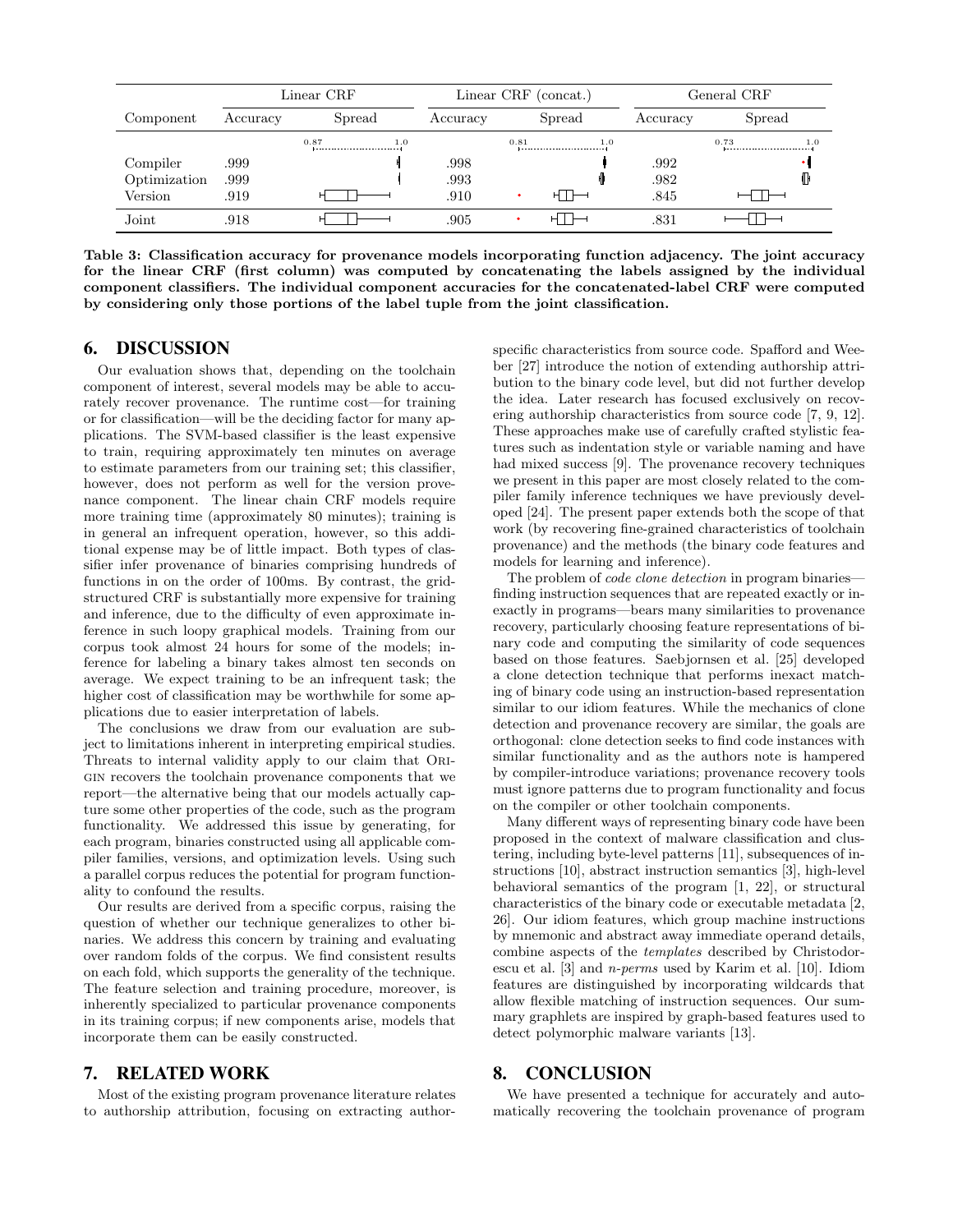| Component | Linear CRF | | Linear CRF (concat.) | | General CRF | |
|---|---|---|---|---|---|---|
| | Accuracy | Spread | Accuracy | Spread | Accuracy | Spread |
| | | 0.87 ... 1.0 | | 0.81 ... 1.0 | | 0.73 ... 1.0 |
| Compiler | .999 | | .998 | | .992 | |
| Optimization | .999 | | .993 | | .982 | |
| Version | .919 | | .910 | | .845 | |
| Joint | .918 | | .905 | | .831 | |

**Table 3: Classification accuracy for provenance models incorporating function adjacency. The joint accuracy for the linear CRF (first column) was computed by concatenating the labels assigned by the individual component classifiers. The individual component accuracies for the concatenated-label CRF were computed by considering only those portions of the label tuple from the joint classification.**

## 6. DISCUSSION

Our evaluation shows that, depending on the toolchain component of interest, several models may be able to accurately recover provenance. The runtime cost—for training or for classification—will be the deciding factor for many applications. The SVM-based classifier is the least expensive to train, requiring approximately ten minutes on average to estimate parameters from our training set; this classifier, however, does not perform as well for the version provenance component. The linear chain CRF models require more training time (approximately 80 minutes); training is in general an infrequent operation, however, so this additional expense may be of little impact. Both types of classifier infer provenance of binaries comprising hundreds of functions in on the order of 100ms. By contrast, the grid-structured CRF is substantially more expensive for training and inference, due to the difficulty of even approximate inference in such loopy graphical models. Training from our corpus took almost 24 hours for some of the models; inference for labeling a binary takes almost ten seconds on average. We expect training to be an infrequent task; the higher cost of classification may be worthwhile for some applications due to easier interpretation of labels.

The conclusions we draw from our evaluation are subject to limitations inherent in interpreting empirical studies. Threats to internal validity apply to our claim that Origin recovers the toolchain provenance components that we report—the alternative being that our models actually capture some other properties of the code, such as the program functionality. We addressed this issue by generating, for each program, binaries constructed using all applicable compiler families, versions, and optimization levels. Using such a parallel corpus reduces the potential for program functionality to confound the results.

Our results are derived from a specific corpus, raising the question of whether our technique generalizes to other binaries. We address this concern by training and evaluating over random folds of the corpus. We find consistent results on each fold, which supports the generality of the technique. The feature selection and training procedure, moreover, is inherently specialized to particular provenance components in its training corpus; if new components arise, models that incorporate them can be easily constructed.

## 7. RELATED WORK

Most of the existing program provenance literature relates to authorship attribution, focusing on extracting author-specific characteristics from source code. Spafford and Weeber [27] introduce the notion of extending authorship attribution to the binary code level, but did not further develop the idea. Later research has focused exclusively on recovering authorship characteristics from source code [7, 9, 12]. These approaches make use of carefully crafted stylistic features such as indentation style or variable naming and have had mixed success [9]. The provenance recovery techniques we present in this paper are most closely related to the compiler family inference techniques we have previously developed [24]. The present paper extends both the scope of that work (by recovering fine-grained characteristics of toolchain provenance) and the methods (the binary code features and models for learning and inference).

The problem of *code clone detection* in program binaries—finding instruction sequences that are repeated exactly or inexactly in programs—bears many similarities to provenance recovery, particularly choosing feature representations of binary code and computing the similarity of code sequences based on those features. Saebjornsen et al. [25] developed a clone detection technique that performs inexact matching of binary code using an instruction-based representation similar to our idiom features. While the mechanics of clone detection and provenance recovery are similar, the goals are orthogonal: clone detection seeks to find code instances with similar functionality and as the authors note is hampered by compiler-introduce variations; provenance recovery tools must ignore patterns due to program functionality and focus on the compiler or other toolchain components.

Many different ways of representing binary code have been proposed in the context of malware classification and clustering, including byte-level patterns [11], subsequences of instructions [10], abstract instruction semantics [3], high-level behavioral semantics of the program [1, 22], or structural characteristics of the binary code or executable metadata [2, 26]. Our idiom features, which group machine instructions by mnemonic and abstract away immediate operand details, combine aspects of the *templates* described by Christodorescu et al. [3] and *n-perms* used by Karim et al. [10]. Idiom features are distinguished by incorporating wildcards that allow flexible matching of instruction sequences. Our summary graphlets are inspired by graph-based features used to detect polymorphic malware variants [13].

## 8. CONCLUSION

We have presented a technique for accurately and automatically recovering the toolchain provenance of program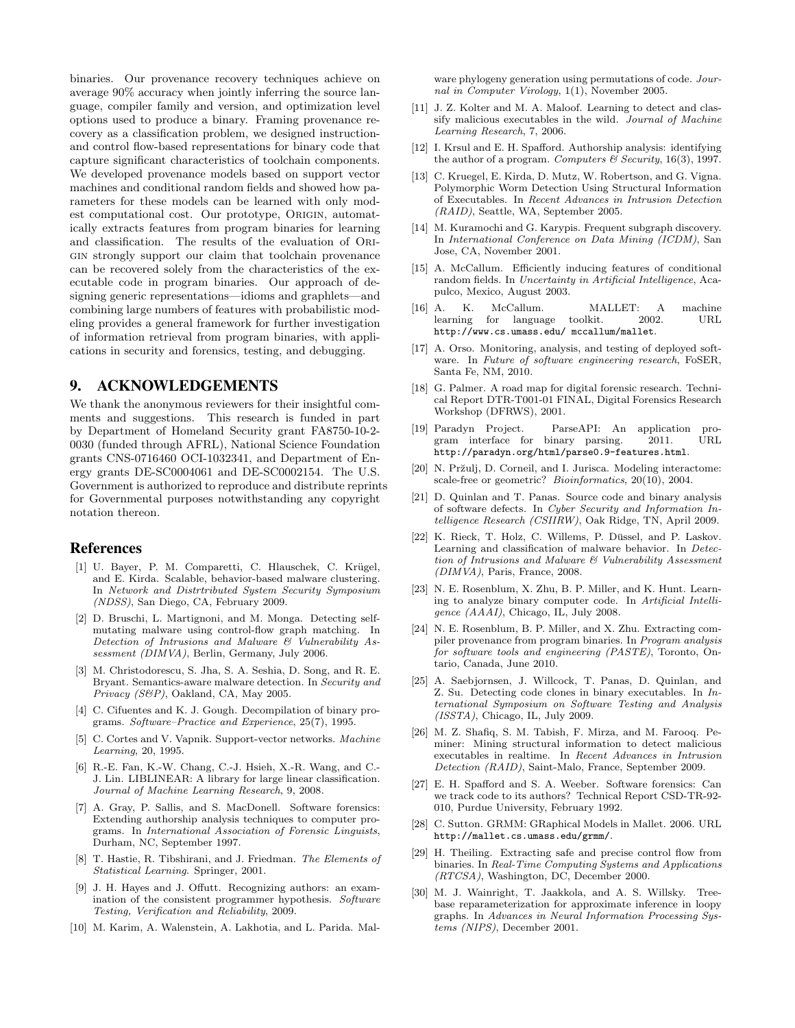binaries. Our provenance recovery techniques achieve on average 90% accuracy when jointly inferring the source language, compiler family and version, and optimization level options used to produce a binary. Framing provenance recovery as a classification problem, we designed instruction- and control flow-based representations for binary code that capture significant characteristics of toolchain components. We developed provenance models based on support vector machines and conditional random fields and showed how parameters for these models can be learned with only modest computational cost. Our prototype, Origin, automatically extracts features from program binaries for learning and classification. The results of the evaluation of Origin strongly support our claim that toolchain provenance can be recovered solely from the characteristics of the executable code in program binaries. Our approach of designing generic representations—idioms and graphlets—and combining large numbers of features with probabilistic modeling provides a general framework for further investigation of information retrieval from program binaries, with applications in security and forensics, testing, and debugging.

## 9. ACKNOWLEDGEMENTS

We thank the anonymous reviewers for their insightful comments and suggestions. This research is funded in part by Department of Homeland Security grant FA8750-10-2-0030 (funded through AFRL), National Science Foundation grants CNS-0716460 OCI-1032341, and Department of Energy grants DE-SC0004061 and DE-SC0002154. The U.S. Government is authorized to reproduce and distribute reprints for Governmental purposes notwithstanding any copyright notation thereon.

## References

[1] U. Bayer, P. M. Comparetti, C. Hlauschek, C. Krügel, and E. Kirda. Scalable, behavior-based malware clustering. In *Network and Distrtributed System Security Symposium (NDSS)*, San Diego, CA, February 2009.

[2] D. Bruschi, L. Martignoni, and M. Monga. Detecting self-mutating malware using control-flow graph matching. In *Detection of Intrusions and Malware & Vulnerability Assessment (DIMVA)*, Berlin, Germany, July 2006.

[3] M. Christodorescu, S. Jha, S. A. Seshia, D. Song, and R. E. Bryant. Semantics-aware malware detection. In *Security and Privacy (S&P)*, Oakland, CA, May 2005.

[4] C. Cifuentes and K. J. Gough. Decompilation of binary programs. *Software–Practice and Experience*, 25(7), 1995.

[5] C. Cortes and V. Vapnik. Support-vector networks. *Machine Learning*, 20, 1995.

[6] R.-E. Fan, K.-W. Chang, C.-J. Hsieh, X.-R. Wang, and C.-J. Lin. LIBLINEAR: A library for large linear classification. *Journal of Machine Learning Research*, 9, 2008.

[7] A. Gray, P. Sallis, and S. MacDonell. Software forensics: Extending authorship analysis techniques to computer programs. In *International Association of Forensic Linguists*, Durham, NC, September 1997.

[8] T. Hastie, R. Tibshirani, and J. Friedman. *The Elements of Statistical Learning*. Springer, 2001.

[9] J. H. Hayes and J. Offutt. Recognizing authors: an examination of the consistent programmer hypothesis. *Software Testing, Verification and Reliability*, 2009.

[10] M. Karim, A. Walenstein, A. Lakhotia, and L. Parida. Malware phylogeny generation using permutations of code. *Journal in Computer Virology*, 1(1), November 2005.

[11] J. Z. Kolter and M. A. Maloof. Learning to detect and classify malicious executables in the wild. *Journal of Machine Learning Research*, 7, 2006.

[12] I. Krsul and E. H. Spafford. Authorship analysis: identifying the author of a program. *Computers & Security*, 16(3), 1997.

[13] C. Kruegel, E. Kirda, D. Mutz, W. Robertson, and G. Vigna. Polymorphic Worm Detection Using Structural Information of Executables. In *Recent Advances in Intrusion Detection (RAID)*, Seattle, WA, September 2005.

[14] M. Kuramochi and G. Karypis. Frequent subgraph discovery. In *International Conference on Data Mining (ICDM)*, San Jose, CA, November 2001.

[15] A. McCallum. Efficiently inducing features of conditional random fields. In *Uncertainty in Artificial Intelligence*, Acapulco, Mexico, August 2003.

[16] A. K. McCallum. MALLET: A machine learning for language toolkit. 2002. URL `http://www.cs.umass.edu/ mccallum/mallet`.

[17] A. Orso. Monitoring, analysis, and testing of deployed software. In *Future of software engineering research*, FoSER, Santa Fe, NM, 2010.

[18] G. Palmer. A road map for digital forensic research. Technical Report DTR-T001-01 FINAL, Digital Forensics Research Workshop (DFRWS), 2001.

[19] Paradyn Project. ParseAPI: An application program interface for binary parsing. 2011. URL `http://paradyn.org/html/parse0.9-features.html`.

[20] N. Pržulj, D. Corneil, and I. Jurisca. Modeling interactome: scale-free or geometric? *Bioinformatics*, 20(10), 2004.

[21] D. Quinlan and T. Panas. Source code and binary analysis of software defects. In *Cyber Security and Information Intelligence Research (CSIIRW)*, Oak Ridge, TN, April 2009.

[22] K. Rieck, T. Holz, C. Willems, P. Düssel, and P. Laskov. Learning and classification of malware behavior. In *Detection of Intrusions and Malware & Vulnerability Assessment (DIMVA)*, Paris, France, 2008.

[23] N. E. Rosenblum, X. Zhu, B. P. Miller, and K. Hunt. Learning to analyze binary computer code. In *Artificial Intelligence (AAAI)*, Chicago, IL, July 2008.

[24] N. E. Rosenblum, B. P. Miller, and X. Zhu. Extracting compiler provenance from program binaries. In *Program analysis for software tools and engineering (PASTE)*, Toronto, Ontario, Canada, June 2010.

[25] A. Saebjornsen, J. Willcock, T. Panas, D. Quinlan, and Z. Su. Detecting code clones in binary executables. In *International Symposium on Software Testing and Analysis (ISSTA)*, Chicago, IL, July 2009.

[26] M. Z. Shafiq, S. M. Tabish, F. Mirza, and M. Farooq. Pe-miner: Mining structural information to detect malicious executables in realtime. In *Recent Advances in Intrusion Detection (RAID)*, Saint-Malo, France, September 2009.

[27] E. H. Spafford and S. A. Weeber. Software forensics: Can we track code to its authors? Technical Report CSD-TR-92-010, Purdue University, February 1992.

[28] C. Sutton. GRMM: GRaphical Models in Mallet. 2006. URL `http://mallet.cs.umass.edu/grmm/`.

[29] H. Theiling. Extracting safe and precise control flow from binaries. In *Real-Time Computing Systems and Applications (RTCSA)*, Washington, DC, December 2000.

[30] M. J. Wainright, T. Jaakkola, and A. S. Willsky. Tree-base reparameterization for approximate inference in loopy graphs. In *Advances in Neural Information Processing Systems (NIPS)*, December 2001.